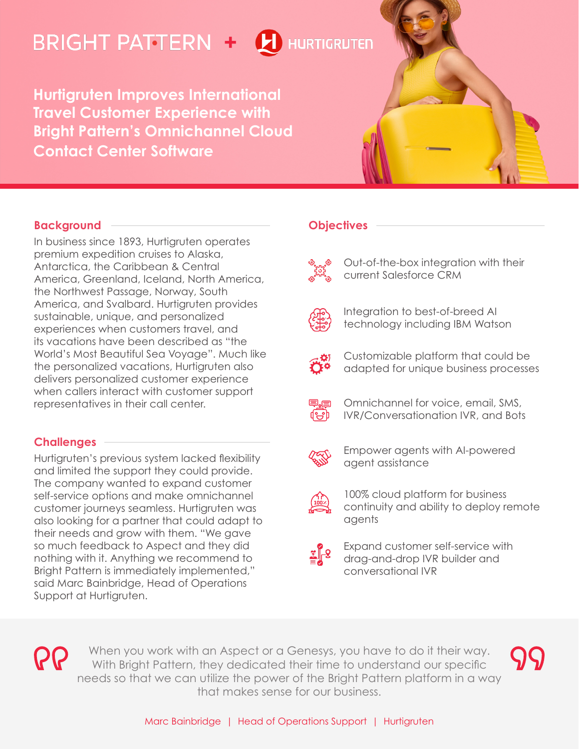BRIGHT PATTERN + HURTIGRUTEN

# Hurtigruten Improves International Travel Customer Experience with Bright Pattern's Omnichannel Cloud Contact Center Software

## Background

In business since 1893, Hurtigruten operates premium expedition cruises to Alaska, Antarctica, the Caribbean & Central America, Greenland, Iceland, North America, the Northwest Passage, Norway, South America, and Svalbard. Hurtigruten provides sustainable, unique, and personalized experiences when customers travel, and its vacations have been described as "the World's Most Beautiful Sea Voyage". Much like the personalized vacations, Hurtigruten also delivers personalized customer experience when callers interact with customer support representatives in their call center.

## Challenges

Hurtigruten's previous system lacked flexibility and limited the support they could provide. The company wanted to expand customer self-service options and make omnichannel customer journeys seamless. Hurtigruten was also looking for a partner that could adapt to their needs and grow with them. "We gave so much feedback to Aspect and they did nothing with it. Anything we recommend to Bright Pattern is immediately implemented," said Marc Bainbridge, Head of Operations Support at Hurtigruten.

## Objectives

- Out-of-the-box integration with their current Salesforce CRM
- Integration to best-of-breed AI technology including IBM Watson
- Customizable platform that could be adapted for unique business processes
- Omnichannel for voice, email, SMS, IVR/Conversationation IVR, and Bots
- Empower agents with AI-powered agent assistance
- 100% cloud platform for business continuity and ability to deploy remote agents
- Expand customer self-service with drag-and-drop IVR builder and conversational IVR

> When you work with an Aspect or a Genesys, you have to do it their way. With Bright Pattern, they dedicated their time to understand our specific needs so that we can utilize the power of the Bright Pattern platform in a way that makes sense for our business.

Marc Bainbridge | Head of Operations Support | Hurtigruten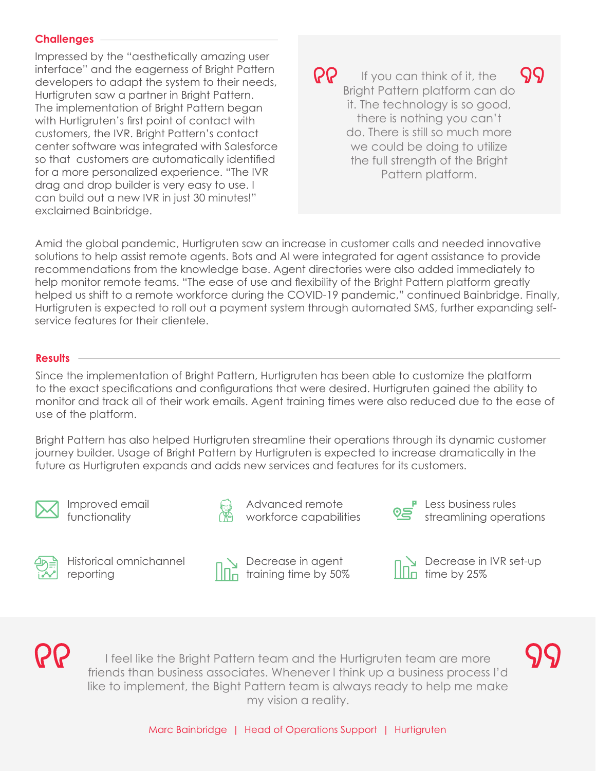## Challenges

Impressed by the "aesthetically amazing user interface" and the eagerness of Bright Pattern developers to adapt the system to their needs, Hurtigruten saw a partner in Bright Pattern. The implementation of Bright Pattern began with Hurtigruten's first point of contact with customers, the IVR. Bright Pattern's contact center software was integrated with Salesforce so that customers are automatically identified for a more personalized experience. "The IVR drag and drop builder is very easy to use. I can build out a new IVR in just 30 minutes!" exclaimed Bainbridge.

> If you can think of it, the Bright Pattern platform can do it. The technology is so good, there is nothing you can't do. There is still so much more we could be doing to utilize the full strength of the Bright Pattern platform.

Amid the global pandemic, Hurtigruten saw an increase in customer calls and needed innovative solutions to help assist remote agents. Bots and AI were integrated for agent assistance to provide recommendations from the knowledge base. Agent directories were also added immediately to help monitor remote teams. "The ease of use and flexibility of the Bright Pattern platform greatly helped us shift to a remote workforce during the COVID-19 pandemic," continued Bainbridge. Finally, Hurtigruten is expected to roll out a payment system through automated SMS, further expanding self-service features for their clientele.

## Results

Since the implementation of Bright Pattern, Hurtigruten has been able to customize the platform to the exact specifications and configurations that were desired. Hurtigruten gained the ability to monitor and track all of their work emails. Agent training times were also reduced due to the ease of use of the platform.

Bright Pattern has also helped Hurtigruten streamline their operations through its dynamic customer journey builder. Usage of Bright Pattern by Hurtigruten is expected to increase dramatically in the future as Hurtigruten expands and adds new services and features for its customers.

- Improved email functionality
- Advanced remote workforce capabilities
- Less business rules streamlining operations
- Historical omnichannel reporting
- Decrease in agent training time by 50%
- Decrease in IVR set-up time by 25%

> I feel like the Bright Pattern team and the Hurtigruten team are more friends than business associates. Whenever I think up a business process I'd like to implement, the Bight Pattern team is always ready to help me make my vision a reality.

Marc Bainbridge | Head of Operations Support | Hurtigruten